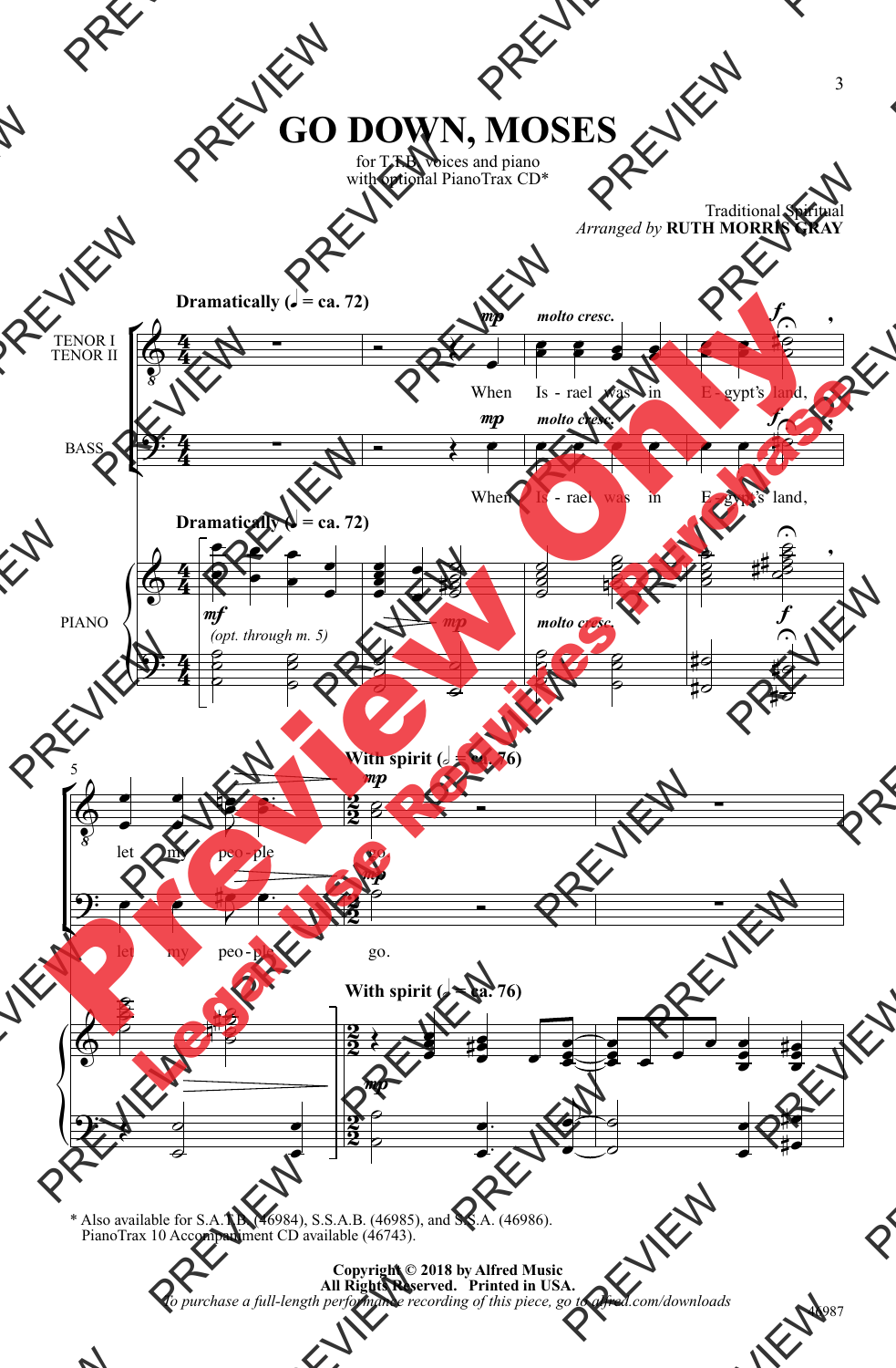# GO DOWN, MOSES

for T.T.B. voices and piano
with optional PianoTrax CD*

Traditional Spiritual
*Arranged by* **RUTH MORRIS GRAY**

**Dramatically (♩ = ca. 72)**

TENOR I
TENOR II

BASS

PIANO

*mp* *molto cresc.* *f*

When Is - rael was in E - gypt's land,

*mf* (*opt. through m. 5*) *mp* *molto cresc.* *f*

**With spirit (𝅗𝅥 = ca. 76)**

*mp*

let my peo - ple go.

\* Also available for S.A.T.B. (46984), S.S.A.B. (46985), and S.S.A. (46986).
PianoTrax 10 Accompaniment CD available (46743).

**Copyright © 2018 by Alfred Music**
**All Rights Reserved. Printed in USA.**
*To purchase a full-length performance recording of this piece, go to alfred.com/downloads*

46987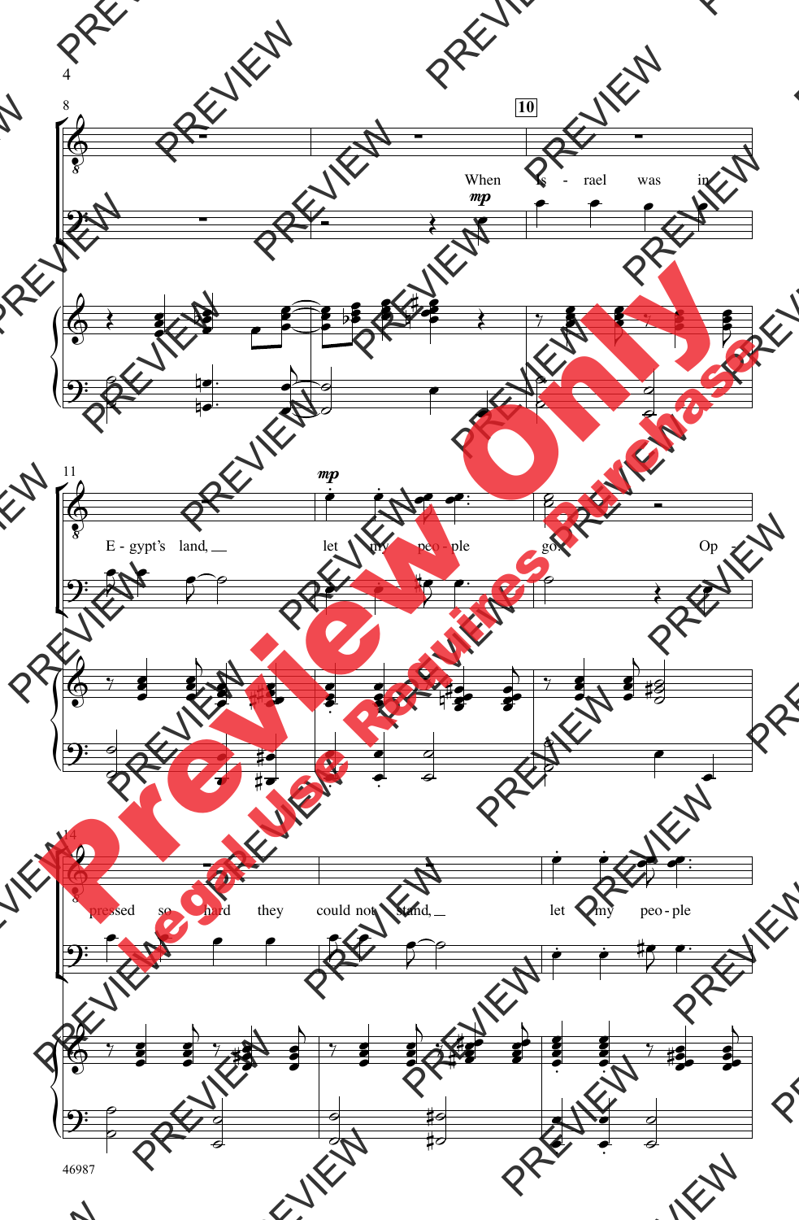8

**10**

*mp*

When Is - rael was in

11

*mp*

E - gypt's land, __ let my peo - ple go. Op -

14

pressed so hard they could not stand, __ let my peo - ple

46987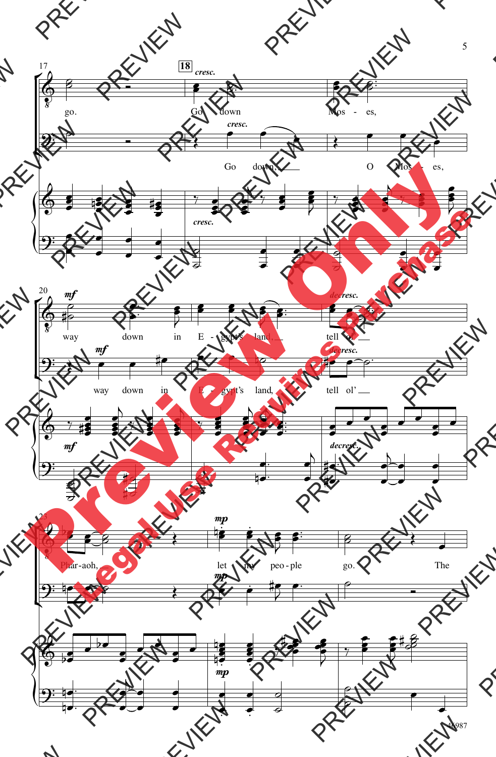go. Go down Mos - es,

Go down, O Mos - es,

way down in E - gypt's land, tell ol'

way down in E - gypt's land, tell ol'

Phar-aoh, let my peo - ple go. The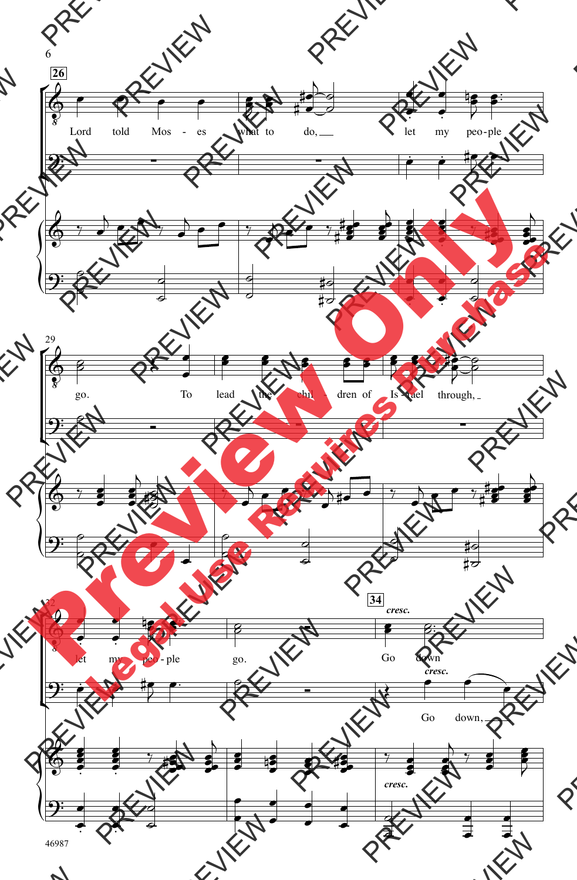**26**

Lord told Mos - es what to do, let my peo - ple go. To lead the chil - dren of Is - rael through, let my peo - ple go.

**34**

*cresc.*

Go down

*cresc.*

Go down,

*cresc.*

46987

**Preview Only**

**Legal Use Requires Purchase**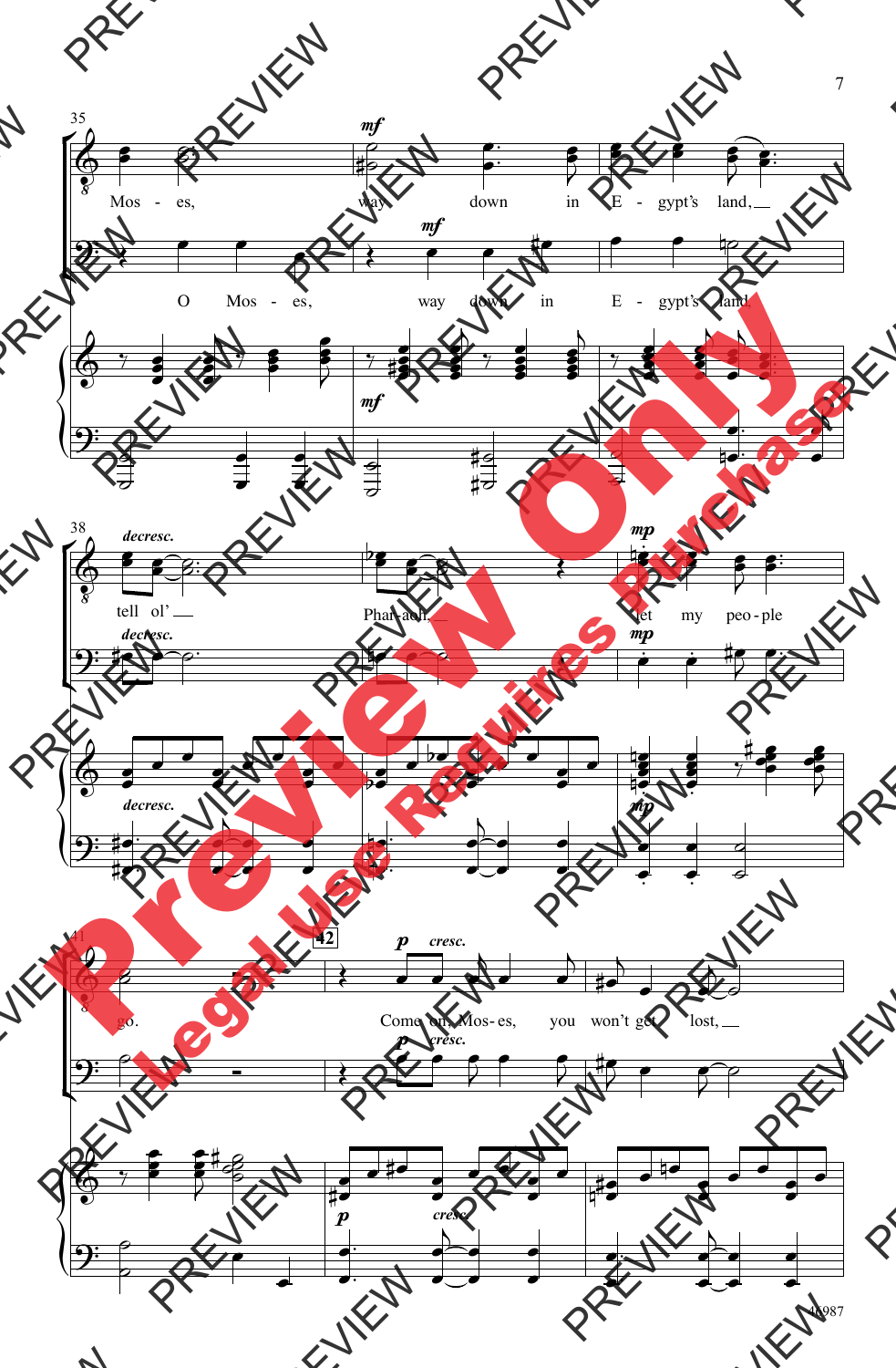35

*mf*

Mos - es, way down in E - gypt's land, __

O Mos - es, way down in E - gypt's land,

38

*decresc.* *mp*

tell ol' __ Pha - raoh __ let my peo - ple

41

42

*p* *cresc.*

go. Come on, Mos - es, you won't get lost, __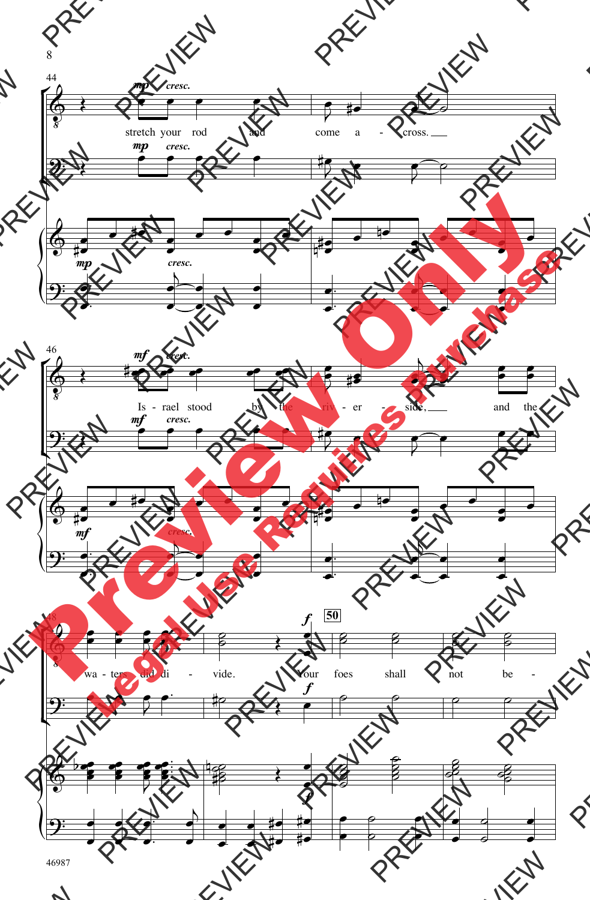44

*mp* *cresc.*

stretch your rod and come a - cross.

46

*mf* *cresc.*

Is - rael stood by the riv - er - side, and the

48

**50**

*f*

wa - ters did di - vide. Your foes shall not be -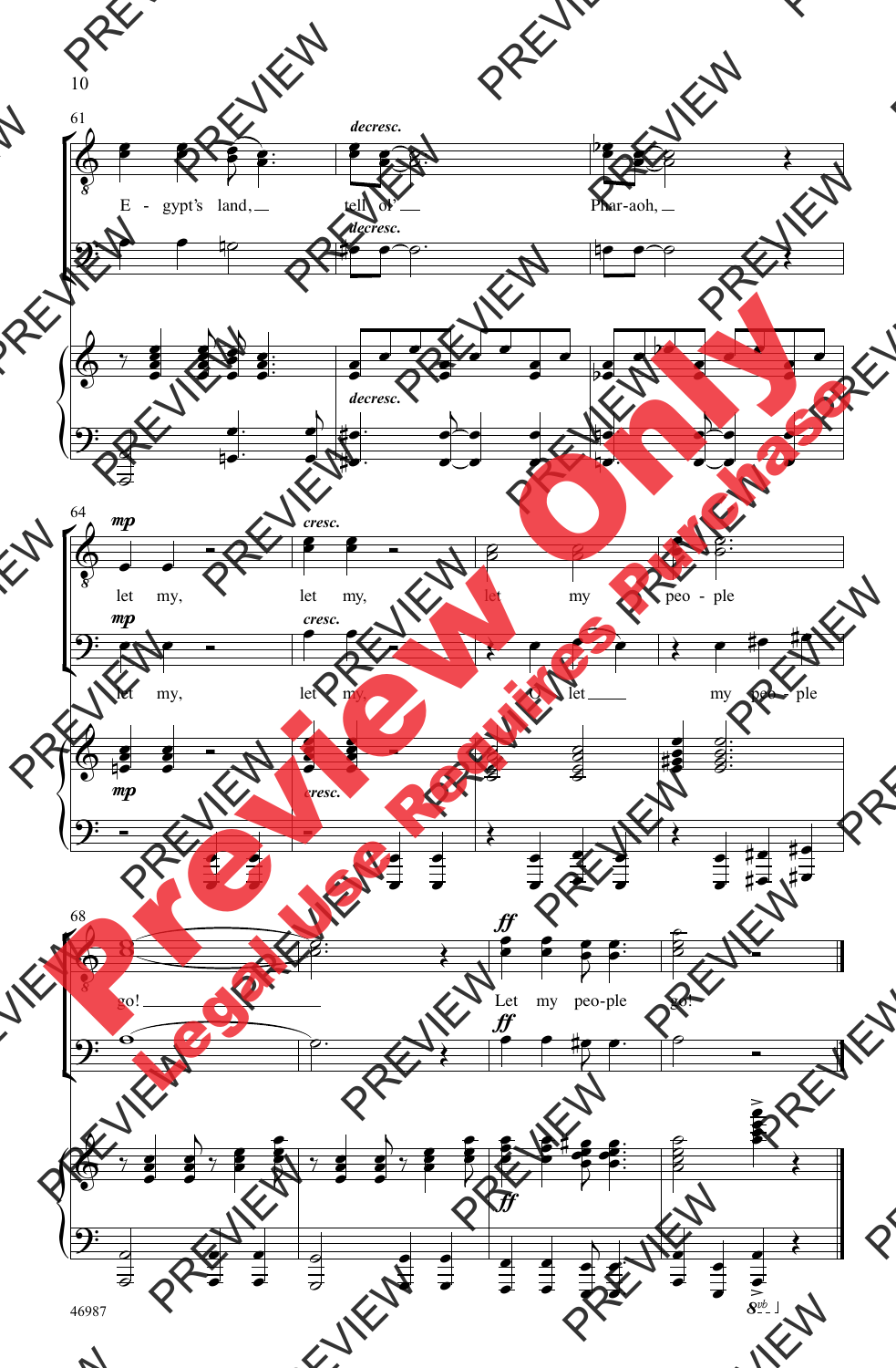61

*decresc.*

E - gypt's land, tell ol' Phar-aoh,

*decresc.*

*decresc.*

64

*mp* *cresc.*

let my, let my, let my peo - ple

*mp* *cresc.*

let my, let my, O let my peo - ple

*mp* *cresc.*

68

*ff*

go! Let my peo-ple go!

*ff*

*ff*

PREVIEW

Preview Only

Legal Use Requires Purchase